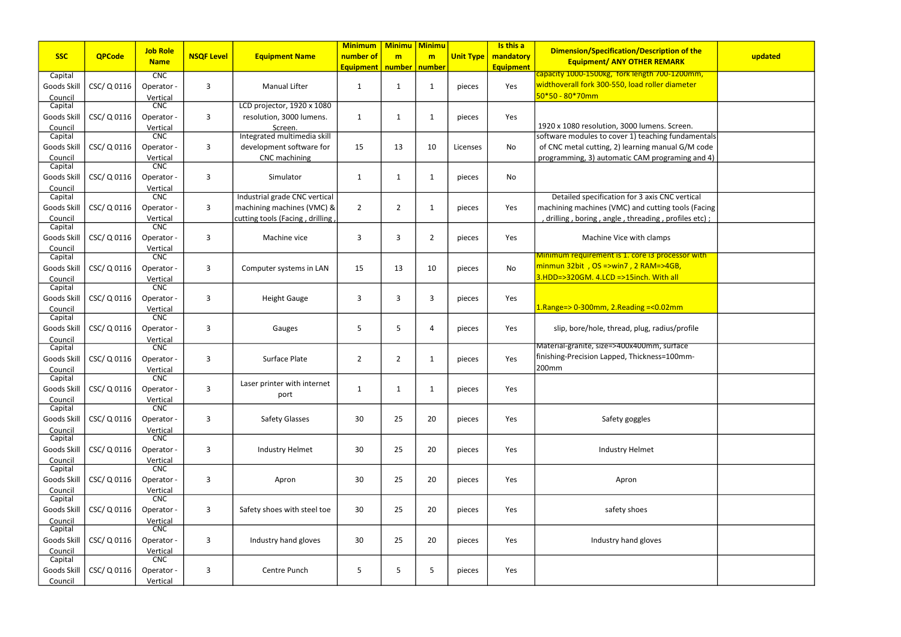| SSC | QPCode | Job Role Name | NSQF Level | Equipment Name | Minimum number of Equipment | Minimum number | Minimum number | Unit Type | Is this a mandatory Equipment | Dimension/Specification/Description of the Equipment/ ANY OTHER REMARK | updated |
|---|---|---|---|---|---|---|---|---|---|---|---|
| Capital Goods Skill Council | CSC/ Q 0116 | CNC Operator - Vertical | 3 | Manual Lifter | 1 | 1 | 1 | pieces | Yes | capacity 1000-1500kg, fork length 700-1200mm, widthoverall fork 300-550, load roller diameter 50*50 - 80*70mm | |
| Capital Goods Skill Council | CSC/ Q 0116 | CNC Operator - Vertical | 3 | LCD projector, 1920 x 1080 resolution, 3000 lumens. Screen. | 1 | 1 | 1 | pieces | Yes | 1920 x 1080 resolution, 3000 lumens. Screen. | |
| Capital Goods Skill Council | CSC/ Q 0116 | CNC Operator - Vertical | 3 | Integrated multimedia skill development software for CNC machining | 15 | 13 | 10 | Licenses | No | software modules to cover 1) teaching fundamentals of CNC metal cutting, 2) learning manual G/M code programming, 3) automatic CAM programing and 4) | |
| Capital Goods Skill Council | CSC/ Q 0116 | CNC Operator - Vertical | 3 | Simulator | 1 | 1 | 1 | pieces | No | | |
| Capital Goods Skill Council | CSC/ Q 0116 | CNC Operator - Vertical | 3 | Industrial grade CNC vertical machining machines (VMC) & cutting tools (Facing , drilling , | 2 | 2 | 1 | pieces | Yes | Detailed specification for 3 axis CNC vertical machining machines (VMC) and cutting tools (Facing , drilling , boring , angle , threading , profiles etc) ; | |
| Capital Goods Skill Council | CSC/ Q 0116 | CNC Operator - Vertical | 3 | Machine vice | 3 | 3 | 2 | pieces | Yes | Machine Vice with clamps | |
| Capital Goods Skill Council | CSC/ Q 0116 | CNC Operator - Vertical | 3 | Computer systems in LAN | 15 | 13 | 10 | pieces | No | Minimum requirement is 1. core i3 processor with minmun 32bit , OS =>win7 , 2 RAM=>4GB, 3.HDD=>320GM. 4.LCD =>15inch. With all | |
| Capital Goods Skill Council | CSC/ Q 0116 | CNC Operator - Vertical | 3 | Height Gauge | 3 | 3 | 3 | pieces | Yes | 1.Range=> 0-300mm, 2.Reading =<0.02mm | |
| Capital Goods Skill Council | CSC/ Q 0116 | CNC Operator - Vertical | 3 | Gauges | 5 | 5 | 4 | pieces | Yes | slip, bore/hole, thread, plug, radius/profile | |
| Capital Goods Skill Council | CSC/ Q 0116 | CNC Operator - Vertical | 3 | Surface Plate | 2 | 2 | 1 | pieces | Yes | Material-granite, size=>400x400mm, surface finishing-Precision Lapped, Thickness=100mm-200mm | |
| Capital Goods Skill Council | CSC/ Q 0116 | CNC Operator - Vertical | 3 | Laser printer with internet port | 1 | 1 | 1 | pieces | Yes | | |
| Capital Goods Skill Council | CSC/ Q 0116 | CNC Operator - Vertical | 3 | Safety Glasses | 30 | 25 | 20 | pieces | Yes | Safety goggles | |
| Capital Goods Skill Council | CSC/ Q 0116 | CNC Operator - Vertical | 3 | Industry Helmet | 30 | 25 | 20 | pieces | Yes | Industry Helmet | |
| Capital Goods Skill Council | CSC/ Q 0116 | CNC Operator - Vertical | 3 | Apron | 30 | 25 | 20 | pieces | Yes | Apron | |
| Capital Goods Skill Council | CSC/ Q 0116 | CNC Operator - Vertical | 3 | Safety shoes with steel toe | 30 | 25 | 20 | pieces | Yes | safety shoes | |
| Capital Goods Skill Council | CSC/ Q 0116 | CNC Operator - Vertical | 3 | Industry hand gloves | 30 | 25 | 20 | pieces | Yes | Industry hand gloves | |
| Capital Goods Skill Council | CSC/ Q 0116 | CNC Operator - Vertical | 3 | Centre Punch | 5 | 5 | 5 | pieces | Yes | | |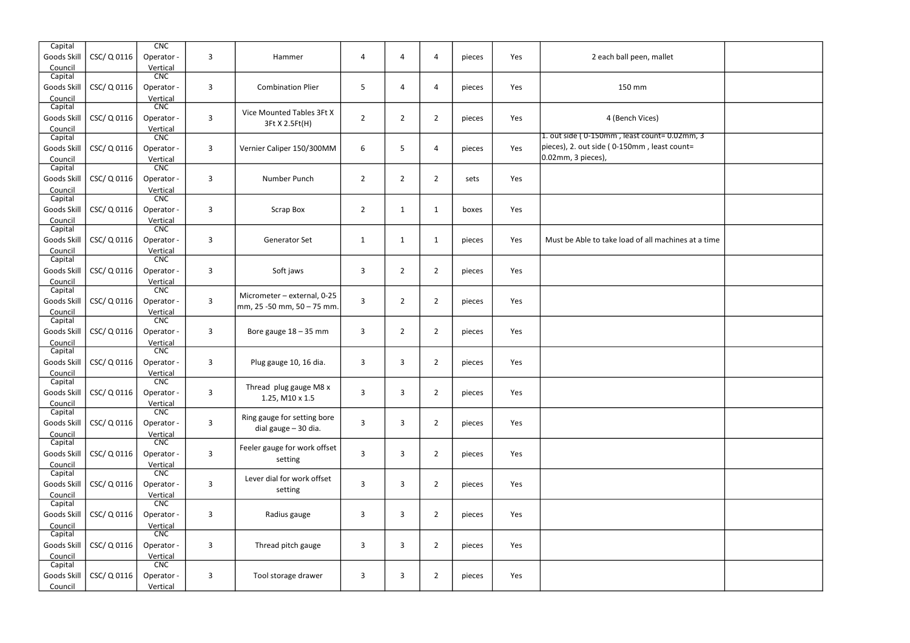| | | | | | | | | | | | |
|---|---|---|---|---|---|---|---|---|---|---|---|
| Capital Goods Skill Council | CSC/ Q 0116 | CNC Operator - Vertical | 3 | Hammer | 4 | 4 | 4 | pieces | Yes | 2 each ball peen, mallet | |
| Capital Goods Skill Council | CSC/ Q 0116 | CNC Operator - Vertical | 3 | Combination Plier | 5 | 4 | 4 | pieces | Yes | 150 mm | |
| Capital Goods Skill Council | CSC/ Q 0116 | CNC Operator - Vertical | 3 | Vice Mounted Tables 3Ft X 3Ft X 2.5Ft(H) | 2 | 2 | 2 | pieces | Yes | 4 (Bench Vices) | |
| Capital Goods Skill Council | CSC/ Q 0116 | CNC Operator - Vertical | 3 | Vernier Caliper 150/300MM | 6 | 5 | 4 | pieces | Yes | 1. out side ( 0-150mm , least count= 0.02mm, 3 pieces), 2. out side ( 0-150mm , least count= 0.02mm, 3 pieces), | |
| Capital Goods Skill Council | CSC/ Q 0116 | CNC Operator - Vertical | 3 | Number Punch | 2 | 2 | 2 | sets | Yes | | |
| Capital Goods Skill Council | CSC/ Q 0116 | CNC Operator - Vertical | 3 | Scrap Box | 2 | 1 | 1 | boxes | Yes | | |
| Capital Goods Skill Council | CSC/ Q 0116 | CNC Operator - Vertical | 3 | Generator Set | 1 | 1 | 1 | pieces | Yes | Must be Able to take load of all machines at a time | |
| Capital Goods Skill Council | CSC/ Q 0116 | CNC Operator - Vertical | 3 | Soft jaws | 3 | 2 | 2 | pieces | Yes | | |
| Capital Goods Skill Council | CSC/ Q 0116 | CNC Operator - Vertical | 3 | Micrometer – external, 0-25 mm, 25 -50 mm, 50 – 75 mm. | 3 | 2 | 2 | pieces | Yes | | |
| Capital Goods Skill Council | CSC/ Q 0116 | CNC Operator - Vertical | 3 | Bore gauge 18 – 35 mm | 3 | 2 | 2 | pieces | Yes | | |
| Capital Goods Skill Council | CSC/ Q 0116 | CNC Operator - Vertical | 3 | Plug gauge 10, 16 dia. | 3 | 3 | 2 | pieces | Yes | | |
| Capital Goods Skill Council | CSC/ Q 0116 | CNC Operator - Vertical | 3 | Thread plug gauge M8 x 1.25, M10 x 1.5 | 3 | 3 | 2 | pieces | Yes | | |
| Capital Goods Skill Council | CSC/ Q 0116 | CNC Operator - Vertical | 3 | Ring gauge for setting bore dial gauge – 30 dia. | 3 | 3 | 2 | pieces | Yes | | |
| Capital Goods Skill Council | CSC/ Q 0116 | CNC Operator - Vertical | 3 | Feeler gauge for work offset setting | 3 | 3 | 2 | pieces | Yes | | |
| Capital Goods Skill Council | CSC/ Q 0116 | CNC Operator - Vertical | 3 | Lever dial for work offset setting | 3 | 3 | 2 | pieces | Yes | | |
| Capital Goods Skill Council | CSC/ Q 0116 | CNC Operator - Vertical | 3 | Radius gauge | 3 | 3 | 2 | pieces | Yes | | |
| Capital Goods Skill Council | CSC/ Q 0116 | CNC Operator - Vertical | 3 | Thread pitch gauge | 3 | 3 | 2 | pieces | Yes | | |
| Capital Goods Skill Council | CSC/ Q 0116 | CNC Operator - Vertical | 3 | Tool storage drawer | 3 | 3 | 2 | pieces | Yes | | |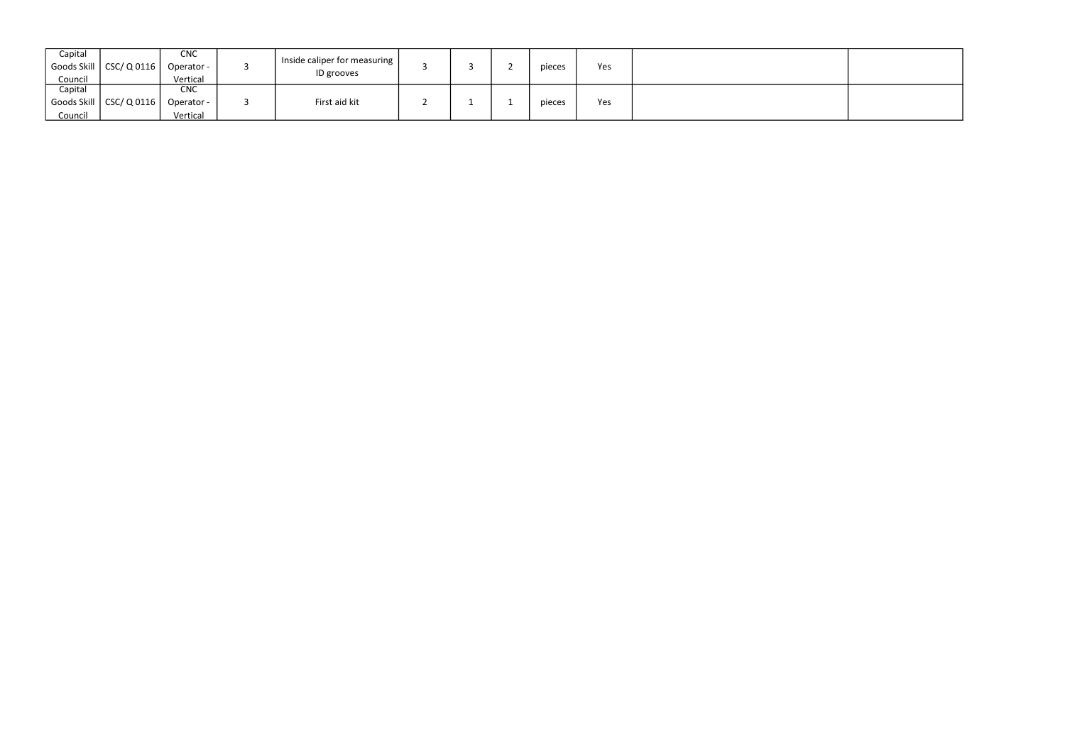| | | | | | | | | | | | |
|---|---|---|---|---|---|---|---|---|---|---|---|
| Capital Goods Skill Council | CSC/ Q 0116 | CNC Operator - Vertical | 3 | Inside caliper for measuring ID grooves | 3 | 3 | 2 | pieces | Yes | | |
| Capital Goods Skill Council | CSC/ Q 0116 | CNC Operator - Vertical | 3 | First aid kit | 2 | 1 | 1 | pieces | Yes | | |